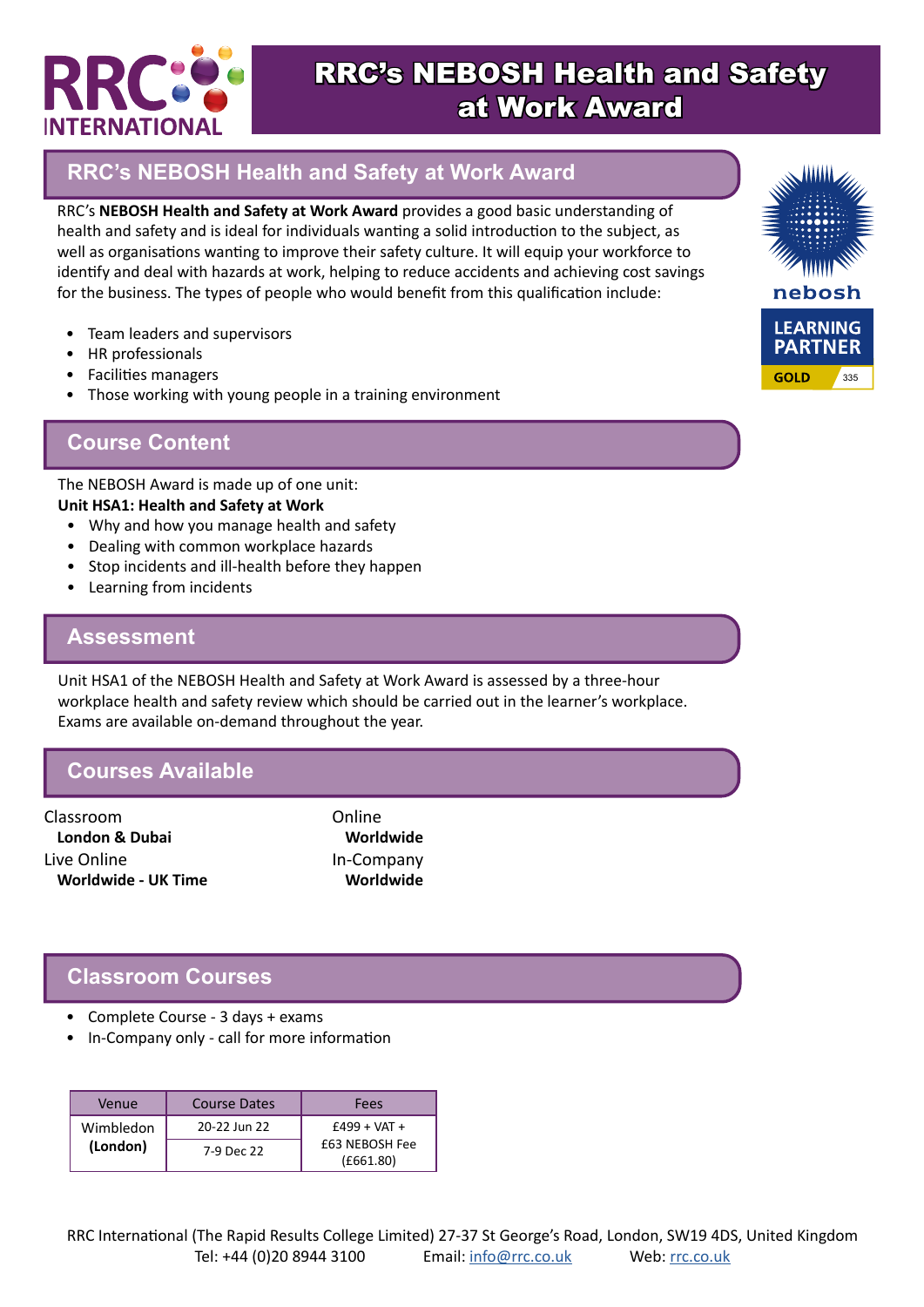# RRC's NEBOSH Health and Safety at Work Award

## RRC's NEBOSH Health and Safety at Work Award

RRC's **NEBOSH Health and Safety at Work Award** provides a good basic understanding of health and safety and is ideal for individuals wanting a solid introduction to the subject, as well as organisations wanting to improve their safety culture. It will equip your workforce to identify and deal with hazards at work, helping to reduce accidents and achieving cost savings for the business. The types of people who would benefit from this qualification include:

- Team leaders and supervisors
- HR professionals
- Facilities managers
- Those working with young people in a training environment

nebosh LEARNING PARTNER GOLD 335

## Course Content

The NEBOSH Award is made up of one unit:

**Unit HSA1: Health and Safety at Work**

- Why and how you manage health and safety
- Dealing with common workplace hazards
- Stop incidents and ill-health before they happen
- Learning from incidents

## Assessment

Unit HSA1 of the NEBOSH Health and Safety at Work Award is assessed by a three-hour workplace health and safety review which should be carried out in the learner's workplace. Exams are available on-demand throughout the year.

## Courses Available

Classroom
**London & Dubai**

Live Online
**Worldwide - UK Time**

Online
**Worldwide**

In-Company
**Worldwide**

## Classroom Courses

- Complete Course - 3 days + exams
- In-Company only - call for more information

| Venue | Course Dates | Fees |
|---|---|---|
| Wimbledon **(London)** | 20-22 Jun 22 | £499 + VAT + £63 NEBOSH Fee (£661.80) |
| | 7-9 Dec 22 | |

RRC International (The Rapid Results College Limited) 27-37 St George's Road, London, SW19 4DS, United Kingdom
Tel: +44 (0)20 8944 3100 Email: info@rrc.co.uk Web: rrc.co.uk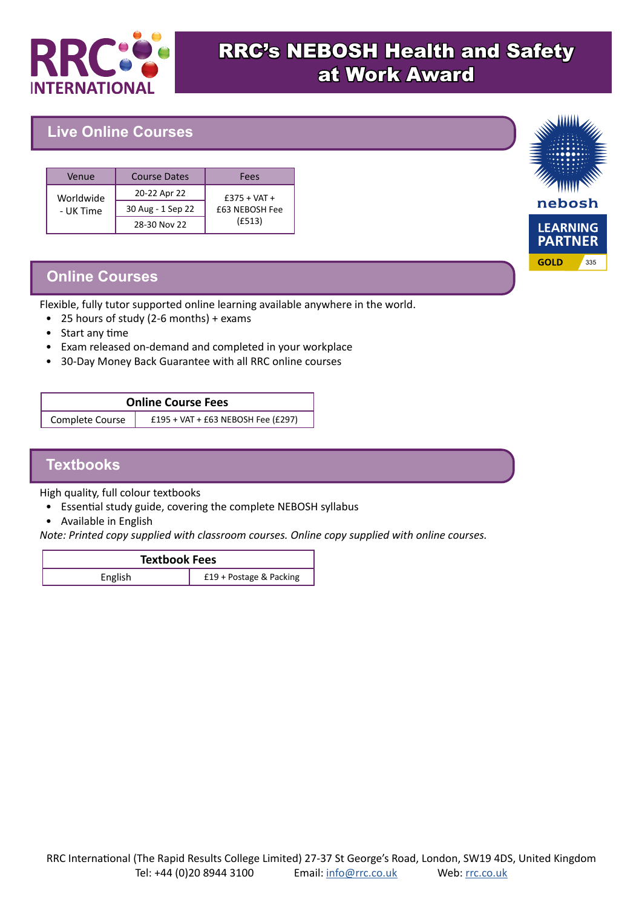# RRC's NEBOSH Health and Safety at Work Award

## Live Online Courses

| Venue | Course Dates | Fees |
|---|---|---|
| Worldwide - UK Time | 20-22 Apr 22 | £375 + VAT + £63 NEBOSH Fee (£513) |
| | 30 Aug - 1 Sep 22 | |
| | 28-30 Nov 22 | |

## Online Courses

Flexible, fully tutor supported online learning available anywhere in the world.

- 25 hours of study (2-6 months) + exams
- Start any time
- Exam released on-demand and completed in your workplace
- 30-Day Money Back Guarantee with all RRC online courses

| **Online Course Fees** | |
|---|---|
| Complete Course | £195 + VAT + £63 NEBOSH Fee (£297) |

## Textbooks

High quality, full colour textbooks

- Essential study guide, covering the complete NEBOSH syllabus
- Available in English

*Note: Printed copy supplied with classroom courses. Online copy supplied with online courses.*

| **Textbook Fees** | |
|---|---|
| English | £19 + Postage & Packing |

RRC International (The Rapid Results College Limited) 27-37 St George's Road, London, SW19 4DS, United Kingdom
Tel: +44 (0)20 8944 3100 Email: info@rrc.co.uk Web: rrc.co.uk